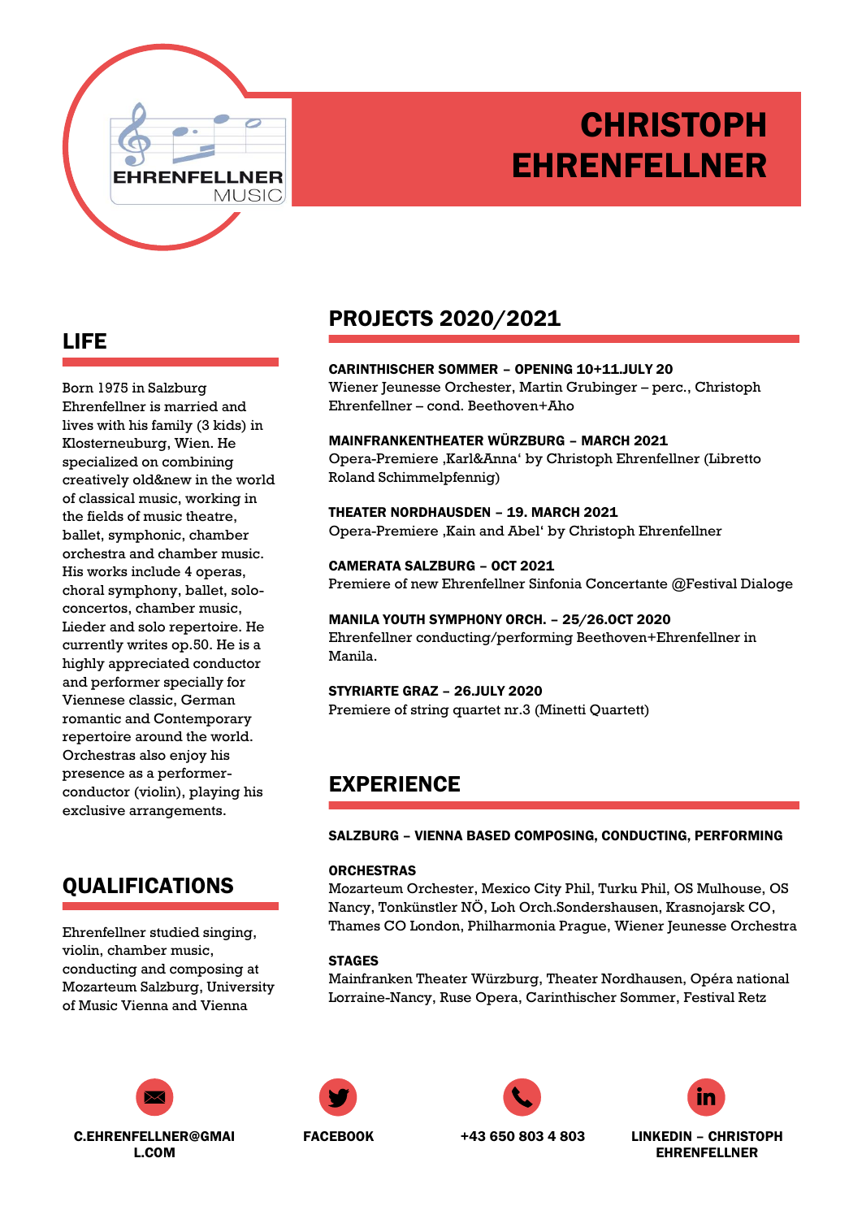# CHRISTOPH EHRENFELLNER

## LIFE

Born 1975 in Salzburg Ehrenfellner is married and lives with his family (3 kids) in Klosterneuburg, Wien. He specialized on combining creatively old&new in the world of classical music, working in the fields of music theatre, ballet, symphonic, chamber orchestra and chamber music. His works include 4 operas, choral symphony, ballet, solo-concertos, chamber music, Lieder and solo repertoire. He currently writes op.50. He is a highly appreciated conductor and performer specially for Viennese classic, German romantic and Contemporary repertoire around the world. Orchestras also enjoy his presence as a performer-conductor (violin), playing his exclusive arrangements.

## QUALIFICATIONS

Ehrenfellner studied singing, violin, chamber music, conducting and composing at Mozarteum Salzburg, University of Music Vienna and Vienna

## PROJECTS 2020/2021

**CARINTHISCHER SOMMER – OPENING 10+11.JULY 20**
Wiener Jeunesse Orchester, Martin Grubinger – perc., Christoph Ehrenfellner – cond. Beethoven+Aho

**MAINFRANKENTHEATER WÜRZBURG – MARCH 2021**
Opera-Premiere ‚Karl&Anna' by Christoph Ehrenfellner (Libretto Roland Schimmelpfennig)

**THEATER NORDHAUSEN – 19. MARCH 2021**
Opera-Premiere ‚Kain and Abel' by Christoph Ehrenfellner

**CAMERATA SALZBURG – OCT 2021**
Premiere of new Ehrenfellner Sinfonia Concertante @Festival Dialoge

**MANILA YOUTH SYMPHONY ORCH. – 25/26.OCT 2020**
Ehrenfellner conducting/performing Beethoven+Ehrenfellner in Manila.

**STYRIARTE GRAZ – 26.JULY 2020**
Premiere of string quartet nr.3 (Minetti Quartett)

## EXPERIENCE

**SALZBURG – VIENNA BASED COMPOSING, CONDUCTING, PERFORMING**

**ORCHESTRAS**
Mozarteum Orchester, Mexico City Phil, Turku Phil, OS Mulhouse, OS Nancy, Tonkünstler NÖ, Loh Orch.Sondershausen, Krasnojarsk CO, Thames CO London, Philharmonia Prague, Wiener Jeunesse Orchestra

**STAGES**
Mainfranken Theater Würzburg, Theater Nordhausen, Opéra national Lorraine-Nancy, Ruse Opera, Carinthischer Sommer, Festival Retz

**C.EHRENFELLNER@GMAIL.COM** | **FACEBOOK** | **+43 650 803 4 803** | **LINKEDIN – CHRISTOPH EHRENFELLNER**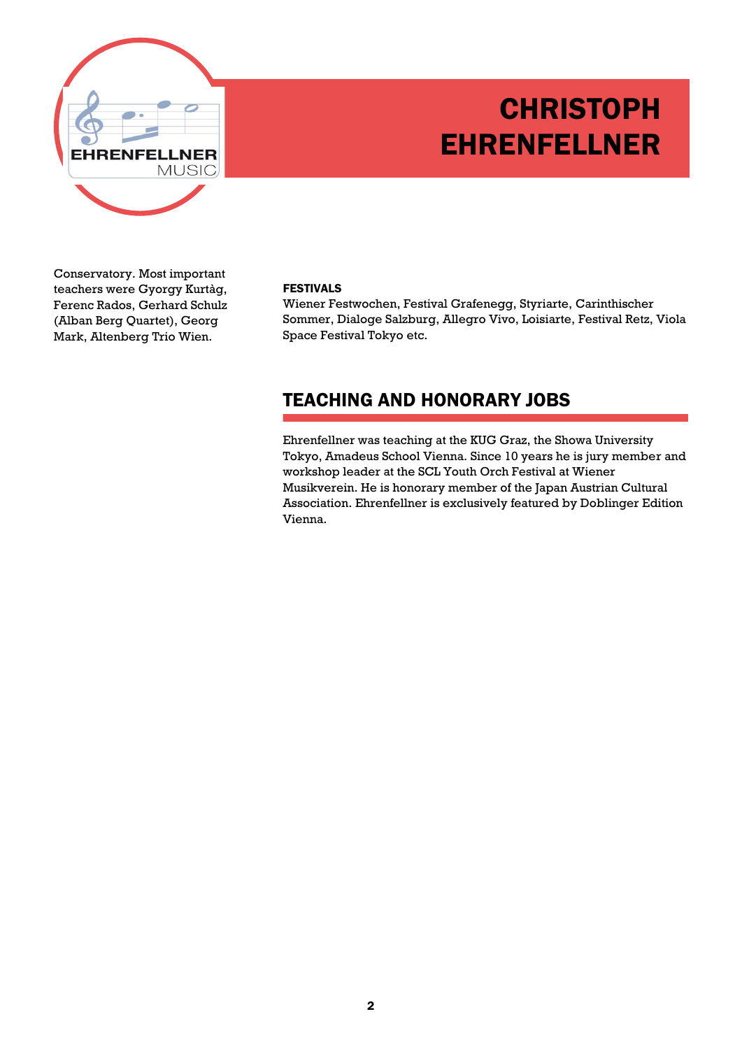# CHRISTOPH EHRENFELLNER

Conservatory. Most important teachers were Gyorgy Kurtàg, Ferenc Rados, Gerhard Schulz (Alban Berg Quartet), Georg Mark, Altenberg Trio Wien.

**FESTIVALS**

Wiener Festwochen, Festival Grafenegg, Styriarte, Carinthischer Sommer, Dialoge Salzburg, Allegro Vivo, Loisiarte, Festival Retz, Viola Space Festival Tokyo etc.

## TEACHING AND HONORARY JOBS

Ehrenfellner was teaching at the KUG Graz, the Showa University Tokyo, Amadeus School Vienna. Since 10 years he is jury member and workshop leader at the SCL Youth Orch Festival at Wiener Musikverein. He is honorary member of the Japan Austrian Cultural Association. Ehrenfellner is exclusively featured by Doblinger Edition Vienna.